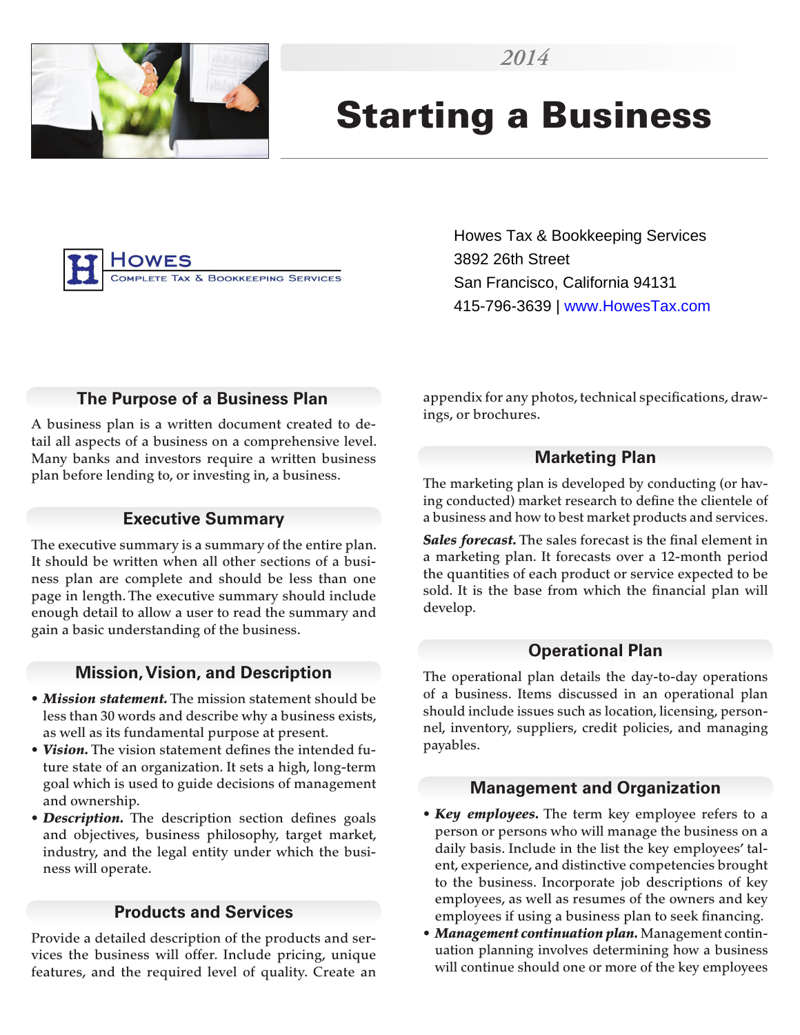2014

# Starting a Business

HOWES
COMPLETE TAX & BOOKKEEPING SERVICES

Howes Tax & Bookkeeping Services
3892 26th Street
San Francisco, California 94131
415-796-3639 | www.HowesTax.com

## The Purpose of a Business Plan

A business plan is a written document created to detail all aspects of a business on a comprehensive level. Many banks and investors require a written business plan before lending to, or investing in, a business.

## Executive Summary

The executive summary is a summary of the entire plan. It should be written when all other sections of a business plan are complete and should be less than one page in length. The executive summary should include enough detail to allow a user to read the summary and gain a basic understanding of the business.

## Mission, Vision, and Description

- ***Mission statement.*** The mission statement should be less than 30 words and describe why a business exists, as well as its fundamental purpose at present.
- ***Vision.*** The vision statement defines the intended future state of an organization. It sets a high, long-term goal which is used to guide decisions of management and ownership.
- ***Description.*** The description section defines goals and objectives, business philosophy, target market, industry, and the legal entity under which the business will operate.

## Products and Services

Provide a detailed description of the products and services the business will offer. Include pricing, unique features, and the required level of quality. Create an appendix for any photos, technical specifications, drawings, or brochures.

## Marketing Plan

The marketing plan is developed by conducting (or having conducted) market research to define the clientele of a business and how to best market products and services.

***Sales forecast.*** The sales forecast is the final element in a marketing plan. It forecasts over a 12-month period the quantities of each product or service expected to be sold. It is the base from which the financial plan will develop.

## Operational Plan

The operational plan details the day-to-day operations of a business. Items discussed in an operational plan should include issues such as location, licensing, personnel, inventory, suppliers, credit policies, and managing payables.

## Management and Organization

- ***Key employees.*** The term key employee refers to a person or persons who will manage the business on a daily basis. Include in the list the key employees' talent, experience, and distinctive competencies brought to the business. Incorporate job descriptions of key employees, as well as resumes of the owners and key employees if using a business plan to seek financing.
- ***Management continuation plan.*** Management continuation planning involves determining how a business will continue should one or more of the key employees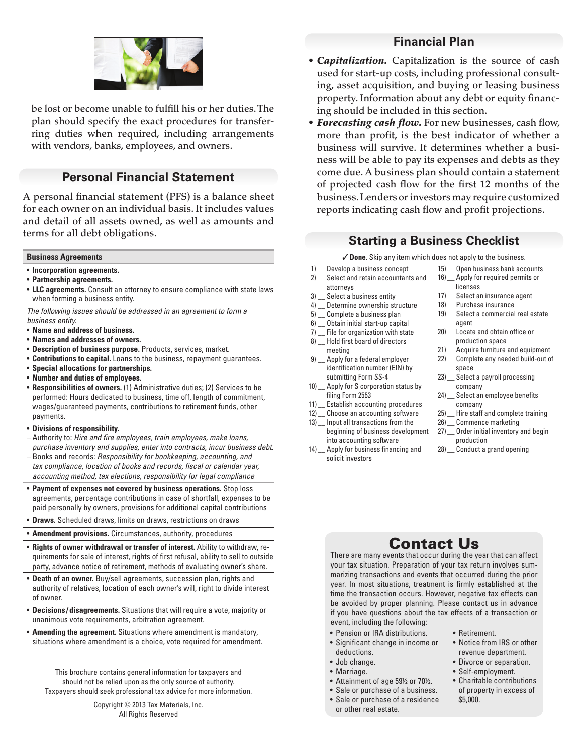be lost or become unable to fulfill his or her duties. The plan should specify the exact procedures for transferring duties when required, including arrangements with vendors, banks, employees, and owners.

## Personal Financial Statement

A personal financial statement (PFS) is a balance sheet for each owner on an individual basis. It includes values and detail of all assets owned, as well as amounts and terms for all debt obligations.

### Business Agreements

- **Incorporation agreements.**
- **Partnership agreements.**
- **LLC agreements.** Consult an attorney to ensure compliance with state laws when forming a business entity.

*The following issues should be addressed in an agreement to form a business entity.*

- **Name and address of business.**
- **Names and addresses of owners.**
- **Description of business purpose.** Products, services, market.
- **Contributions to capital.** Loans to the business, repayment guarantees.
- **Special allocations for partnerships.**
- **Number and duties of employees.**
- **Responsibilities of owners.** (1) Administrative duties; (2) Services to be performed: Hours dedicated to business, time off, length of commitment, wages/guaranteed payments, contributions to retirement funds, other payments.
- **Divisions of responsibility.**
  - Authority to: *Hire and fire employees, train employees, make loans, purchase inventory and supplies, enter into contracts, incur business debt.*
  - Books and records: *Responsibility for bookkeeping, accounting, and tax compliance, location of books and records, fiscal or calendar year, accounting method, tax elections, responsibility for legal compliance*
- **Payment of expenses not covered by business operations.** Stop loss agreements, percentage contributions in case of shortfall, expenses to be paid personally by owners, provisions for additional capital contributions
- **Draws.** Scheduled draws, limits on draws, restrictions on draws
- **Amendment provisions.** Circumstances, authority, procedures
- **Rights of owner withdrawal or transfer of interest.** Ability to withdraw, requirements for sale of interest, rights of first refusal, ability to sell to outside party, advance notice of retirement, methods of evaluating owner's share.
- **Death of an owner.** Buy/sell agreements, succession plan, rights and authority of relatives, location of each owner's will, right to divide interest of owner.
- **Decisions/disagreements.** Situations that will require a vote, majority or unanimous vote requirements, arbitration agreement.
- **Amending the agreement.** Situations where amendment is mandatory, situations where amendment is a choice, vote required for amendment.

This brochure contains general information for taxpayers and should not be relied upon as the only source of authority. Taxpayers should seek professional tax advice for more information.

Copyright © 2013 Tax Materials, Inc.
All Rights Reserved

## Financial Plan

- ***Capitalization.*** Capitalization is the source of cash used for start-up costs, including professional consulting, asset acquisition, and buying or leasing business property. Information about any debt or equity financing should be included in this section.
- ***Forecasting cash flow.*** For new businesses, cash flow, more than profit, is the best indicator of whether a business will survive. It determines whether a business will be able to pay its expenses and debts as they come due. A business plan should contain a statement of projected cash flow for the first 12 months of the business. Lenders or investors may require customized reports indicating cash flow and profit projections.

## Starting a Business Checklist

✓ **Done.** Skip any item which does not apply to the business.

1) __ Develop a business concept
2) __ Select and retain accountants and attorneys
3) __ Select a business entity
4) __ Determine ownership structure
5) __ Complete a business plan
6) __ Obtain initial start-up capital
7) __ File for organization with state
8) __ Hold first board of directors meeting
9) __ Apply for a federal employer identification number (EIN) by submitting Form SS-4
10) __ Apply for S corporation status by filing Form 2553
11) __ Establish accounting procedures
12) __ Choose an accounting software
13) __ Input all transactions from the beginning of business development into accounting software
14) __ Apply for business financing and solicit investors
15) __ Open business bank accounts
16) __ Apply for required permits or licenses
17) __ Select an insurance agent
18) __ Purchase insurance
19) __ Select a commercial real estate agent
20) __ Locate and obtain office or production space
21) __ Acquire furniture and equipment
22) __ Complete any needed build-out of space
23) __ Select a payroll processing company
24) __ Select an employee benefits company
25) __ Hire staff and complete training
26) __ Commence marketing
27) __ Order initial inventory and begin production
28) __ Conduct a grand opening

## Contact Us

There are many events that occur during the year that can affect your tax situation. Preparation of your tax return involves summarizing transactions and events that occurred during the prior year. In most situations, treatment is firmly established at the time the transaction occurs. However, negative tax effects can be avoided by proper planning. Please contact us in advance if you have questions about the tax effects of a transaction or event, including the following:

- Pension or IRA distributions.
- Significant change in income or deductions.
- Job change.
- Marriage.
- Attainment of age 59½ or 70½.
- Sale or purchase of a business.
- Sale or purchase of a residence or other real estate.
- Retirement.
- Notice from IRS or other revenue department.
- Divorce or separation.
- Self-employment.
- Charitable contributions of property in excess of $5,000.